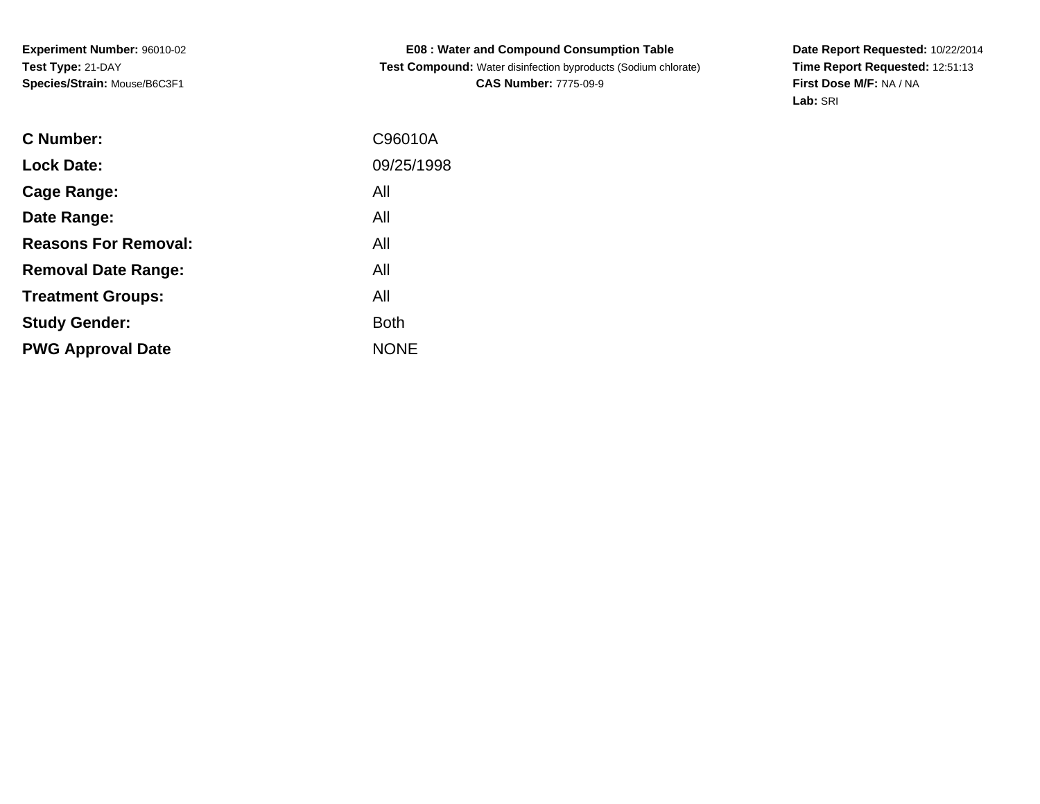**Experiment Number:** 96010-02
**Test Type:** 21-DAY
**Species/Strain:** Mouse/B6C3F1

**E08 : Water and Compound Consumption Table**
**Test Compound:** Water disinfection byproducts (Sodium chlorate)
**CAS Number:** 7775-09-9

**Date Report Requested:** 10/22/2014
**Time Report Requested:** 12:51:13
**First Dose M/F:** NA / NA
**Lab:** SRI

| | |
|---|---|
| **C Number:** | C96010A |
| **Lock Date:** | 09/25/1998 |
| **Cage Range:** | All |
| **Date Range:** | All |
| **Reasons For Removal:** | All |
| **Removal Date Range:** | All |
| **Treatment Groups:** | All |
| **Study Gender:** | Both |
| **PWG Approval Date** | NONE |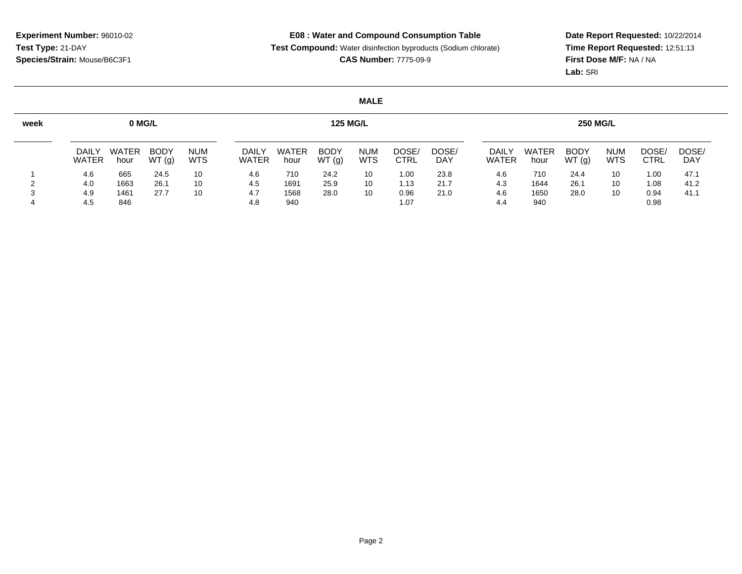**Experiment Number:** 96010-02
**Test Type:** 21-DAY
**Species/Strain:** Mouse/B6C3F1

**E08 : Water and Compound Consumption Table**
**Test Compound:** Water disinfection byproducts (Sodium chlorate)
**CAS Number:** 7775-09-9

**Date Report Requested:** 10/22/2014
**Time Report Requested:** 12:51:13
**First Dose M/F:** NA / NA
**Lab:** SRI

**MALE**

| week | 0 MG/L | | | | 125 MG/L | | | | | | 250 MG/L | | | | | |
|---|---|---|---|---|---|---|---|---|---|---|---|---|---|---|---|---|
| | DAILY WATER | WATER hour | BODY WT (g) | NUM WTS | DAILY WATER | WATER hour | BODY WT (g) | NUM WTS | DOSE/ CTRL | DOSE/ DAY | DAILY WATER | WATER hour | BODY WT (g) | NUM WTS | DOSE/ CTRL | DOSE/ DAY |
| 1 | 4.6 | 665 | 24.5 | 10 | 4.6 | 710 | 24.2 | 10 | 1.00 | 23.8 | 4.6 | 710 | 24.4 | 10 | 1.00 | 47.1 |
| 2 | 4.0 | 1663 | 26.1 | 10 | 4.5 | 1691 | 25.9 | 10 | 1.13 | 21.7 | 4.3 | 1644 | 26.1 | 10 | 1.08 | 41.2 |
| 3 | 4.9 | 1461 | 27.7 | 10 | 4.7 | 1568 | 28.0 | 10 | 0.96 | 21.0 | 4.6 | 1650 | 28.0 | 10 | 0.94 | 41.1 |
| 4 | 4.5 | 846 | | | 4.8 | 940 | | | 1.07 | | 4.4 | 940 | | | 0.98 | |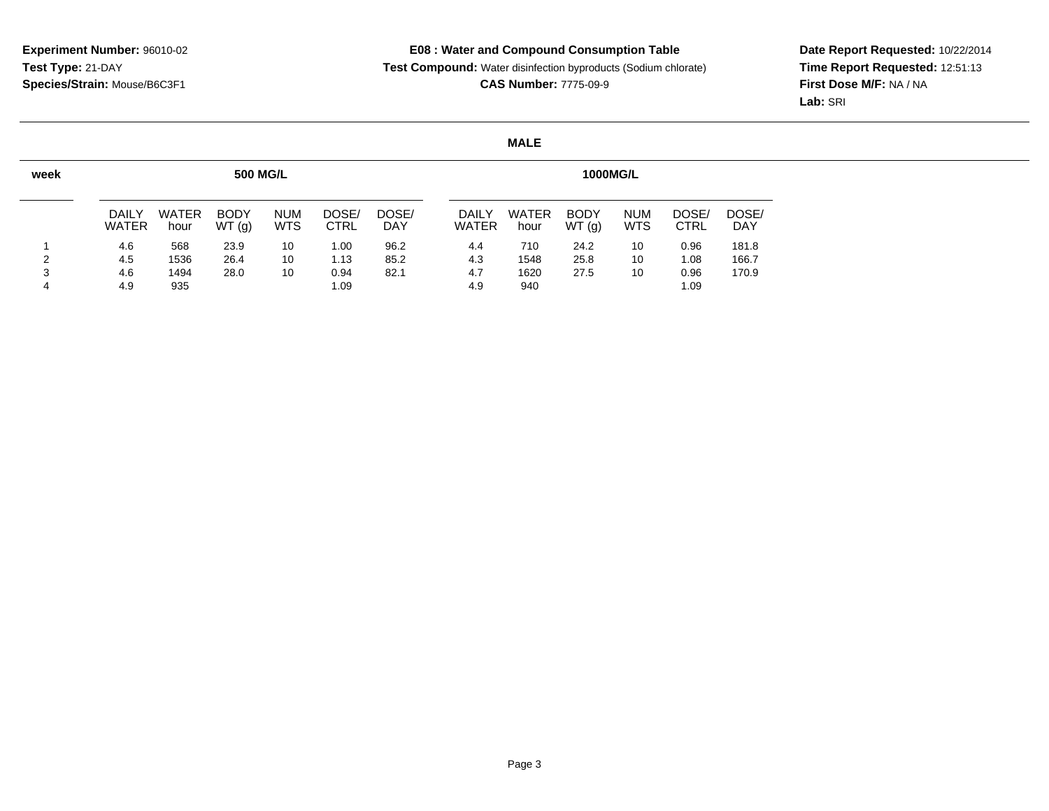**Experiment Number:** 96010-02
**Test Type:** 21-DAY
**Species/Strain:** Mouse/B6C3F1

**E08 : Water and Compound Consumption Table**
**Test Compound:** Water disinfection byproducts (Sodium chlorate)
**CAS Number:** 7775-09-9

**Date Report Requested:** 10/22/2014
**Time Report Requested:** 12:51:13
**First Dose M/F:** NA / NA
**Lab:** SRI

**MALE**

| week | 500 MG/L | | | | | | 1000MG/L | | | | | |
|---|---|---|---|---|---|---|---|---|---|---|---|---|
| | DAILY WATER | WATER hour | BODY WT (g) | NUM WTS | DOSE/ CTRL | DOSE/ DAY | DAILY WATER | WATER hour | BODY WT (g) | NUM WTS | DOSE/ CTRL | DOSE/ DAY |
| 1 | 4.6 | 568 | 23.9 | 10 | 1.00 | 96.2 | 4.4 | 710 | 24.2 | 10 | 0.96 | 181.8 |
| 2 | 4.5 | 1536 | 26.4 | 10 | 1.13 | 85.2 | 4.3 | 1548 | 25.8 | 10 | 1.08 | 166.7 |
| 3 | 4.6 | 1494 | 28.0 | 10 | 0.94 | 82.1 | 4.7 | 1620 | 27.5 | 10 | 0.96 | 170.9 |
| 4 | 4.9 | 935 | | | 1.09 | | 4.9 | 940 | | | 1.09 | |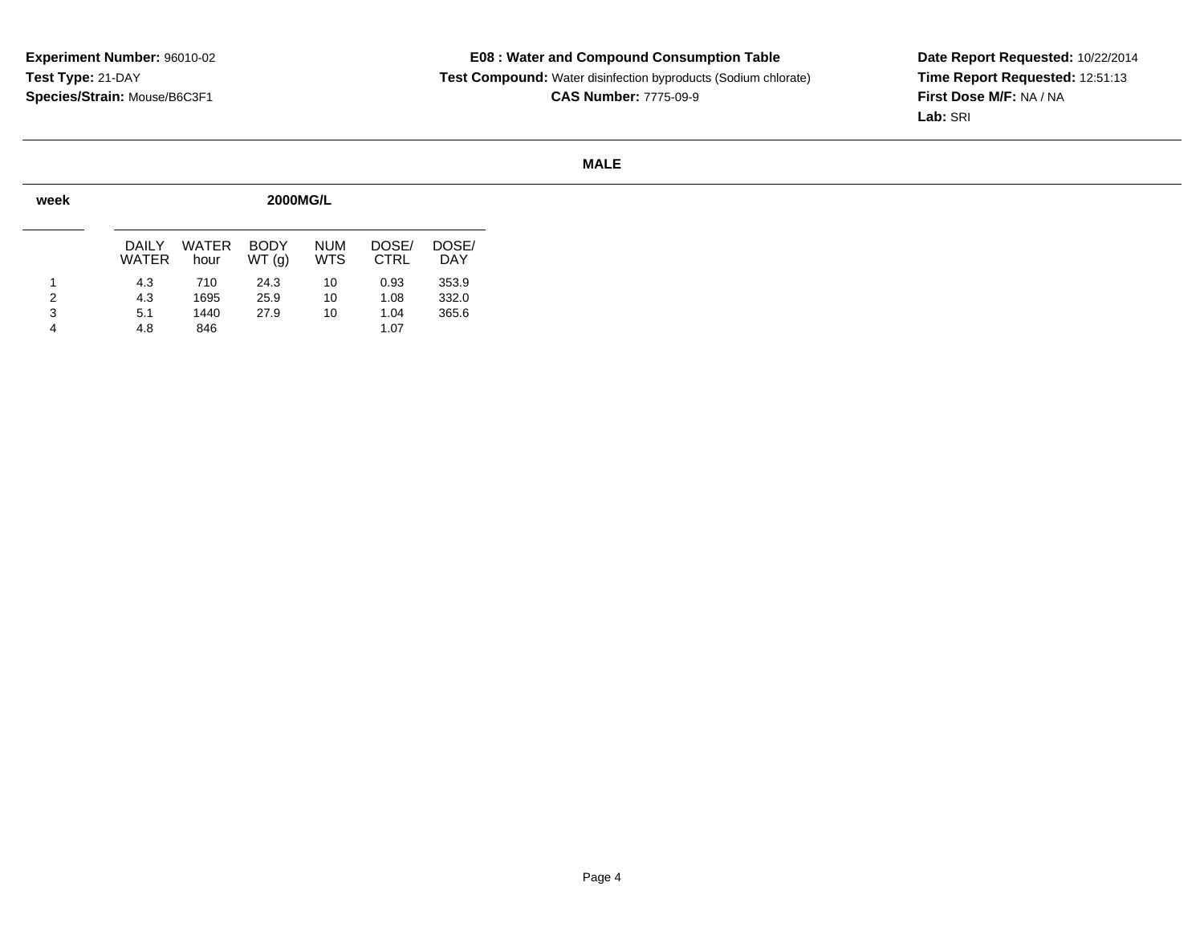**Experiment Number:** 96010-02
**Test Type:** 21-DAY
**Species/Strain:** Mouse/B6C3F1

**E08 : Water and Compound Consumption Table**
**Test Compound:** Water disinfection byproducts (Sodium chlorate)
**CAS Number:** 7775-09-9

**Date Report Requested:** 10/22/2014
**Time Report Requested:** 12:51:13
**First Dose M/F:** NA / NA
**Lab:** SRI

**MALE**

| week | 2000MG/L | | | | | |
|---|---|---|---|---|---|---|
| | DAILY WATER | WATER hour | BODY WT (g) | NUM WTS | DOSE/ CTRL | DOSE/ DAY |
| 1 | 4.3 | 710 | 24.3 | 10 | 0.93 | 353.9 |
| 2 | 4.3 | 1695 | 25.9 | 10 | 1.08 | 332.0 |
| 3 | 5.1 | 1440 | 27.9 | 10 | 1.04 | 365.6 |
| 4 | 4.8 | 846 | | | 1.07 | |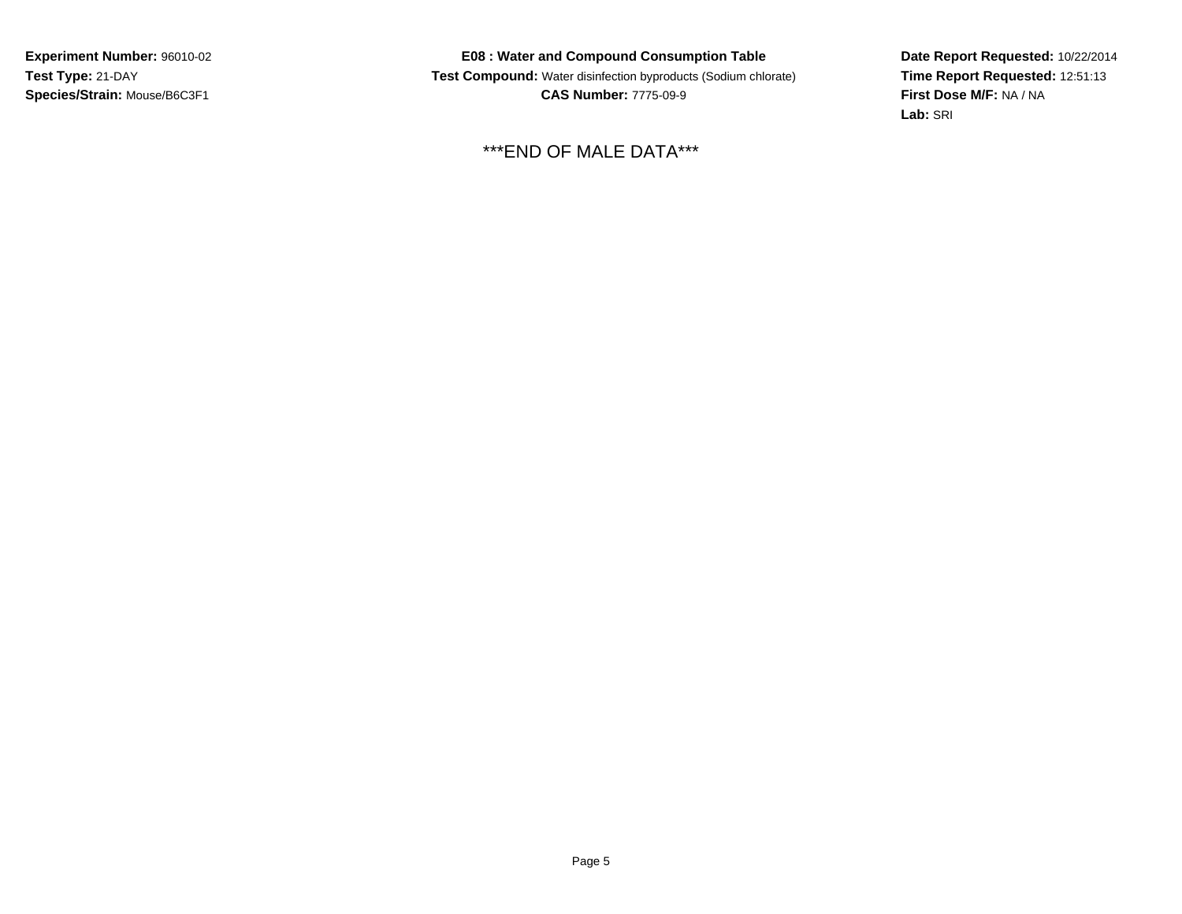**Experiment Number:** 96010-02
**Test Type:** 21-DAY
**Species/Strain:** Mouse/B6C3F1

**E08 : Water and Compound Consumption Table**
**Test Compound:** Water disinfection byproducts (Sodium chlorate)
**CAS Number:** 7775-09-9

**Date Report Requested:** 10/22/2014
**Time Report Requested:** 12:51:13
**First Dose M/F:** NA / NA
**Lab:** SRI

***END OF MALE DATA***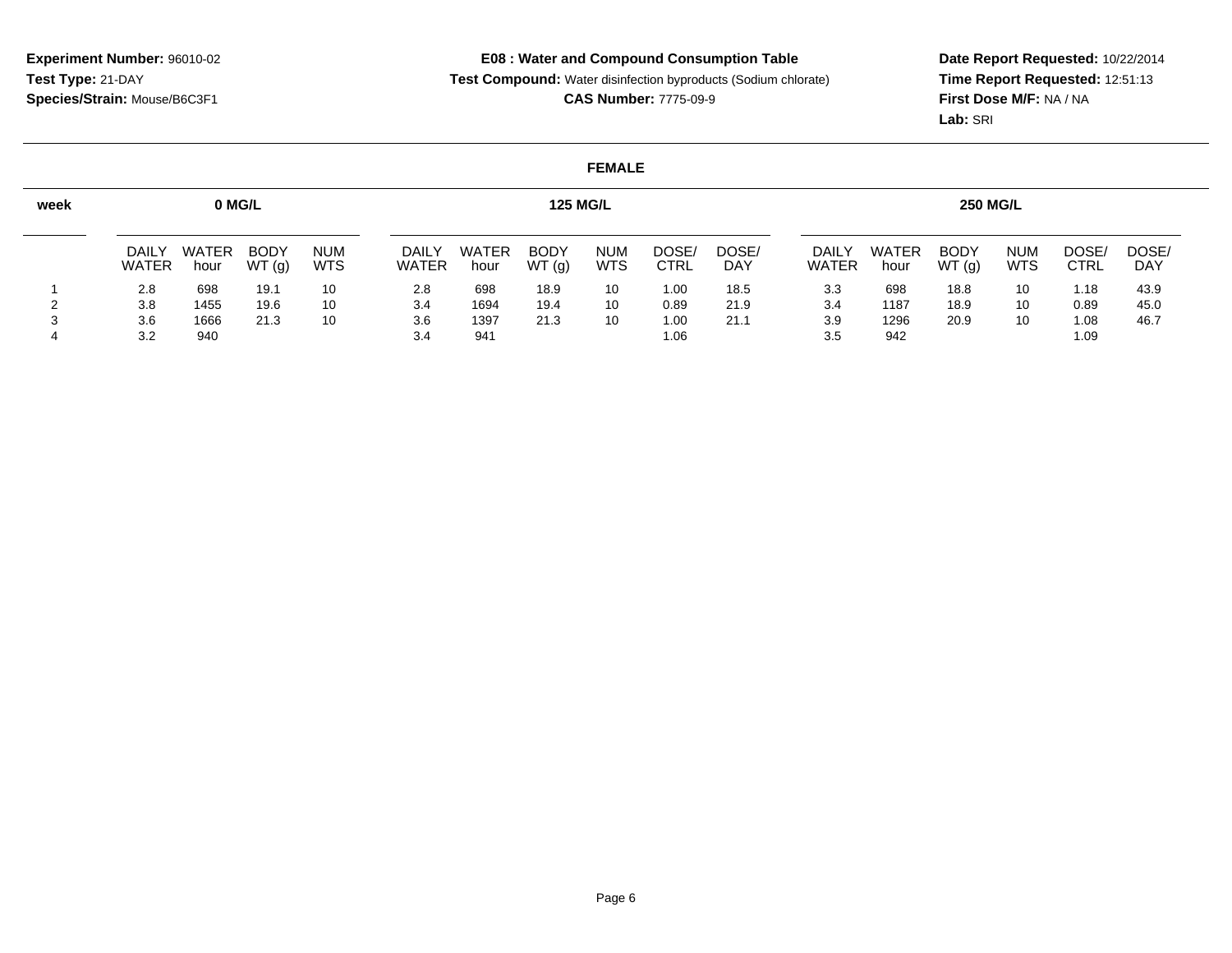**Experiment Number:** 96010-02
**Test Type:** 21-DAY
**Species/Strain:** Mouse/B6C3F1

**E08 : Water and Compound Consumption Table**
**Test Compound:** Water disinfection byproducts (Sodium chlorate)
**CAS Number:** 7775-09-9

**Date Report Requested:** 10/22/2014
**Time Report Requested:** 12:51:13
**First Dose M/F:** NA / NA
**Lab:** SRI

## FEMALE

| week | 0 MG/L | | | | 125 MG/L | | | | | | 250 MG/L | | | | | |
|---|---|---|---|---|---|---|---|---|---|---|---|---|---|---|---|---|
| | DAILY WATER | WATER hour | BODY WT (g) | NUM WTS | DAILY WATER | WATER hour | BODY WT (g) | NUM WTS | DOSE/ CTRL | DOSE/ DAY | DAILY WATER | WATER hour | BODY WT (g) | NUM WTS | DOSE/ CTRL | DOSE/ DAY |
| 1 | 2.8 | 698 | 19.1 | 10 | 2.8 | 698 | 18.9 | 10 | 1.00 | 18.5 | 3.3 | 698 | 18.8 | 10 | 1.18 | 43.9 |
| 2 | 3.8 | 1455 | 19.6 | 10 | 3.4 | 1694 | 19.4 | 10 | 0.89 | 21.9 | 3.4 | 1187 | 18.9 | 10 | 0.89 | 45.0 |
| 3 | 3.6 | 1666 | 21.3 | 10 | 3.6 | 1397 | 21.3 | 10 | 1.00 | 21.1 | 3.9 | 1296 | 20.9 | 10 | 1.08 | 46.7 |
| 4 | 3.2 | 940 | | | 3.4 | 941 | | | 1.06 | | 3.5 | 942 | | | 1.09 | |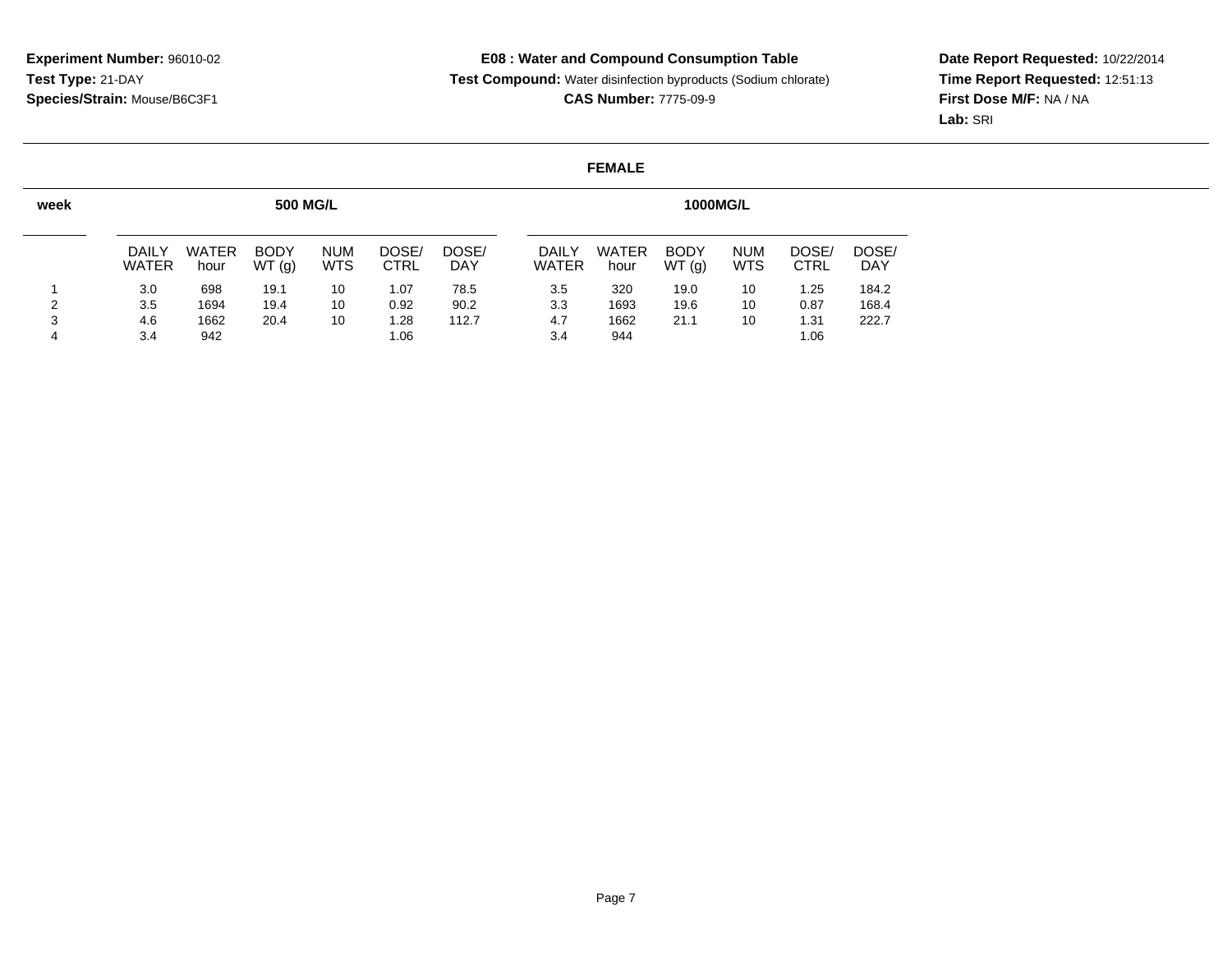**Experiment Number:** 96010-02
**Test Type:** 21-DAY
**Species/Strain:** Mouse/B6C3F1

**E08 : Water and Compound Consumption Table**
**Test Compound:** Water disinfection byproducts (Sodium chlorate)
**CAS Number:** 7775-09-9

**Date Report Requested:** 10/22/2014
**Time Report Requested:** 12:51:13
**First Dose M/F:** NA / NA
**Lab:** SRI

## FEMALE

| week | 500 MG/L | | | | | | 1000MG/L | | | | | |
|---|---|---|---|---|---|---|---|---|---|---|---|---|
| | DAILY WATER | WATER hour | BODY WT (g) | NUM WTS | DOSE/ CTRL | DOSE/ DAY | DAILY WATER | WATER hour | BODY WT (g) | NUM WTS | DOSE/ CTRL | DOSE/ DAY |
| 1 | 3.0 | 698 | 19.1 | 10 | 1.07 | 78.5 | 3.5 | 320 | 19.0 | 10 | 1.25 | 184.2 |
| 2 | 3.5 | 1694 | 19.4 | 10 | 0.92 | 90.2 | 3.3 | 1693 | 19.6 | 10 | 0.87 | 168.4 |
| 3 | 4.6 | 1662 | 20.4 | 10 | 1.28 | 112.7 | 4.7 | 1662 | 21.1 | 10 | 1.31 | 222.7 |
| 4 | 3.4 | 942 | | | 1.06 | | 3.4 | 944 | | | 1.06 | |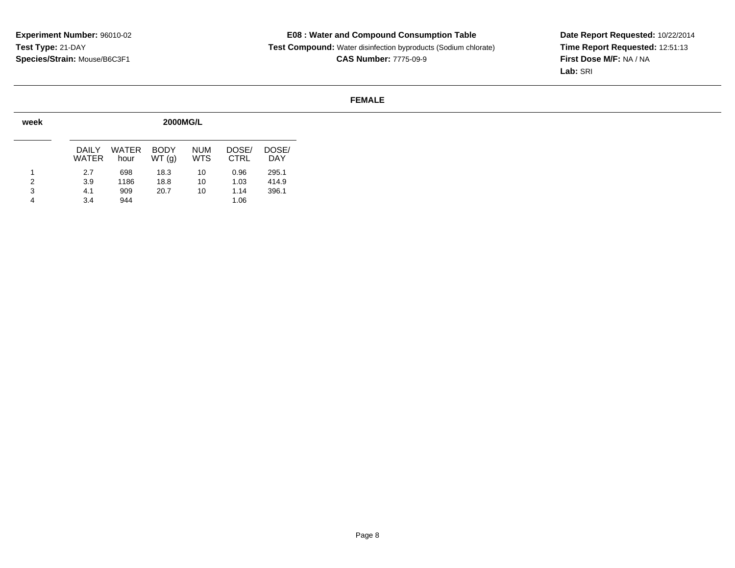**Experiment Number:** 96010-02
**Test Type:** 21-DAY
**Species/Strain:** Mouse/B6C3F1

**E08 : Water and Compound Consumption Table**
**Test Compound:** Water disinfection byproducts (Sodium chlorate)
**CAS Number:** 7775-09-9

**Date Report Requested:** 10/22/2014
**Time Report Requested:** 12:51:13
**First Dose M/F:** NA / NA
**Lab:** SRI

**FEMALE**

| week | 2000MG/L | | | | | |
|---|---|---|---|---|---|---|
| | DAILY WATER | WATER hour | BODY WT (g) | NUM WTS | DOSE/ CTRL | DOSE/ DAY |
| 1 | 2.7 | 698 | 18.3 | 10 | 0.96 | 295.1 |
| 2 | 3.9 | 1186 | 18.8 | 10 | 1.03 | 414.9 |
| 3 | 4.1 | 909 | 20.7 | 10 | 1.14 | 396.1 |
| 4 | 3.4 | 944 | | | 1.06 | |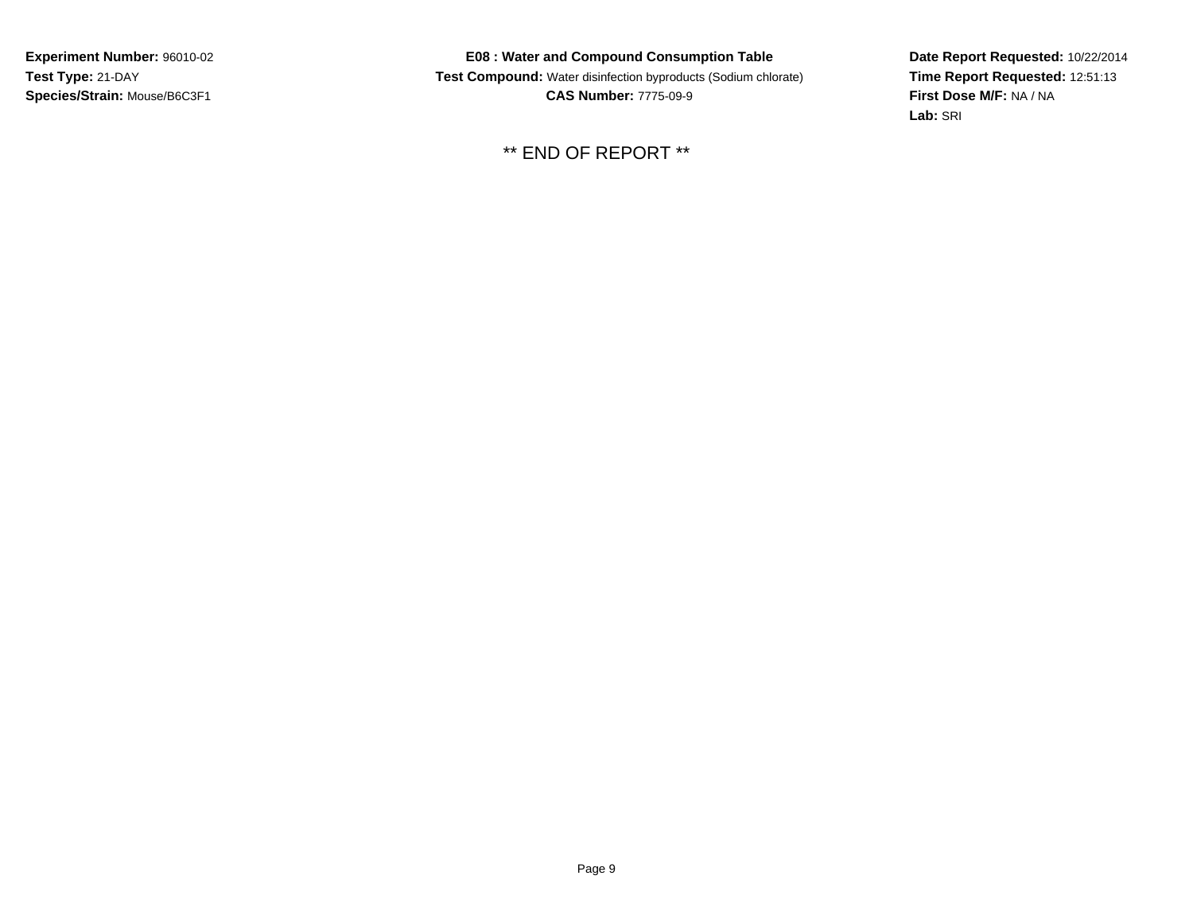**Experiment Number:** 96010-02
**Test Type:** 21-DAY
**Species/Strain:** Mouse/B6C3F1

**E08 : Water and Compound Consumption Table**
**Test Compound:** Water disinfection byproducts (Sodium chlorate)
**CAS Number:** 7775-09-9

**Date Report Requested:** 10/22/2014
**Time Report Requested:** 12:51:13
**First Dose M/F:** NA / NA
**Lab:** SRI

** END OF REPORT **